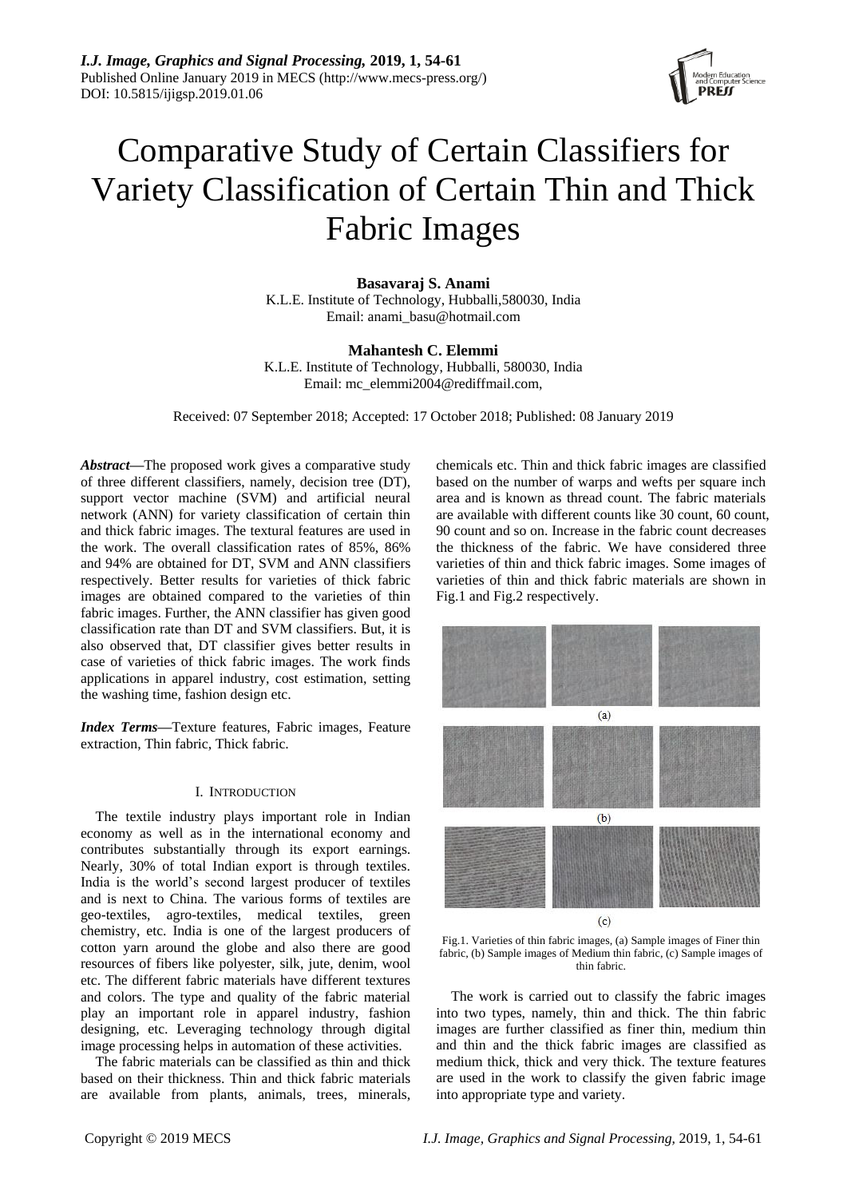# Comparative Study of Certain Classifiers for Variety Classification of Certain Thin and Thick Fabric Images

**Basavaraj S. Anami**
K.L.E. Institute of Technology, Hubballi,580030, India
Email: anami_basu@hotmail.com

**Mahantesh C. Elemmi**
K.L.E. Institute of Technology, Hubballi, 580030, India
Email: mc_elemmi2004@rediffmail.com,

Received: 07 September 2018; Accepted: 17 October 2018; Published: 08 January 2019

***Abstract*—**The proposed work gives a comparative study of three different classifiers, namely, decision tree (DT), support vector machine (SVM) and artificial neural network (ANN) for variety classification of certain thin and thick fabric images. The textural features are used in the work. The overall classification rates of 85%, 86% and 94% are obtained for DT, SVM and ANN classifiers respectively. Better results for varieties of thick fabric images are obtained compared to the varieties of thin fabric images. Further, the ANN classifier has given good classification rate than DT and SVM classifiers. But, it is also observed that, DT classifier gives better results in case of varieties of thick fabric images. The work finds applications in apparel industry, cost estimation, setting the washing time, fashion design etc.

***Index Terms*—**Texture features, Fabric images, Feature extraction, Thin fabric, Thick fabric.

## I. Introduction

The textile industry plays important role in Indian economy as well as in the international economy and contributes substantially through its export earnings. Nearly, 30% of total Indian export is through textiles. India is the world's second largest producer of textiles and is next to China. The various forms of textiles are geo-textiles, agro-textiles, medical textiles, green chemistry, etc. India is one of the largest producers of cotton yarn around the globe and also there are good resources of fibers like polyester, silk, jute, denim, wool etc. The different fabric materials have different textures and colors. The type and quality of the fabric material play an important role in apparel industry, fashion designing, etc. Leveraging technology through digital image processing helps in automation of these activities.

The fabric materials can be classified as thin and thick based on their thickness. Thin and thick fabric materials are available from plants, animals, trees, minerals, chemicals etc. Thin and thick fabric images are classified based on the number of warps and wefts per square inch area and is known as thread count. The fabric materials are available with different counts like 30 count, 60 count, 90 count and so on. Increase in the fabric count decreases the thickness of the fabric. We have considered three varieties of thin and thick fabric images. Some images of varieties of thin and thick fabric materials are shown in Fig.1 and Fig.2 respectively.

Fig.1. Varieties of thin fabric images, (a) Sample images of Finer thin fabric, (b) Sample images of Medium thin fabric, (c) Sample images of thin fabric.

The work is carried out to classify the fabric images into two types, namely, thin and thick. The thin fabric images are further classified as finer thin, medium thin and thin and the thick fabric images are classified as medium thick, thick and very thick. The texture features are used in the work to classify the given fabric image into appropriate type and variety.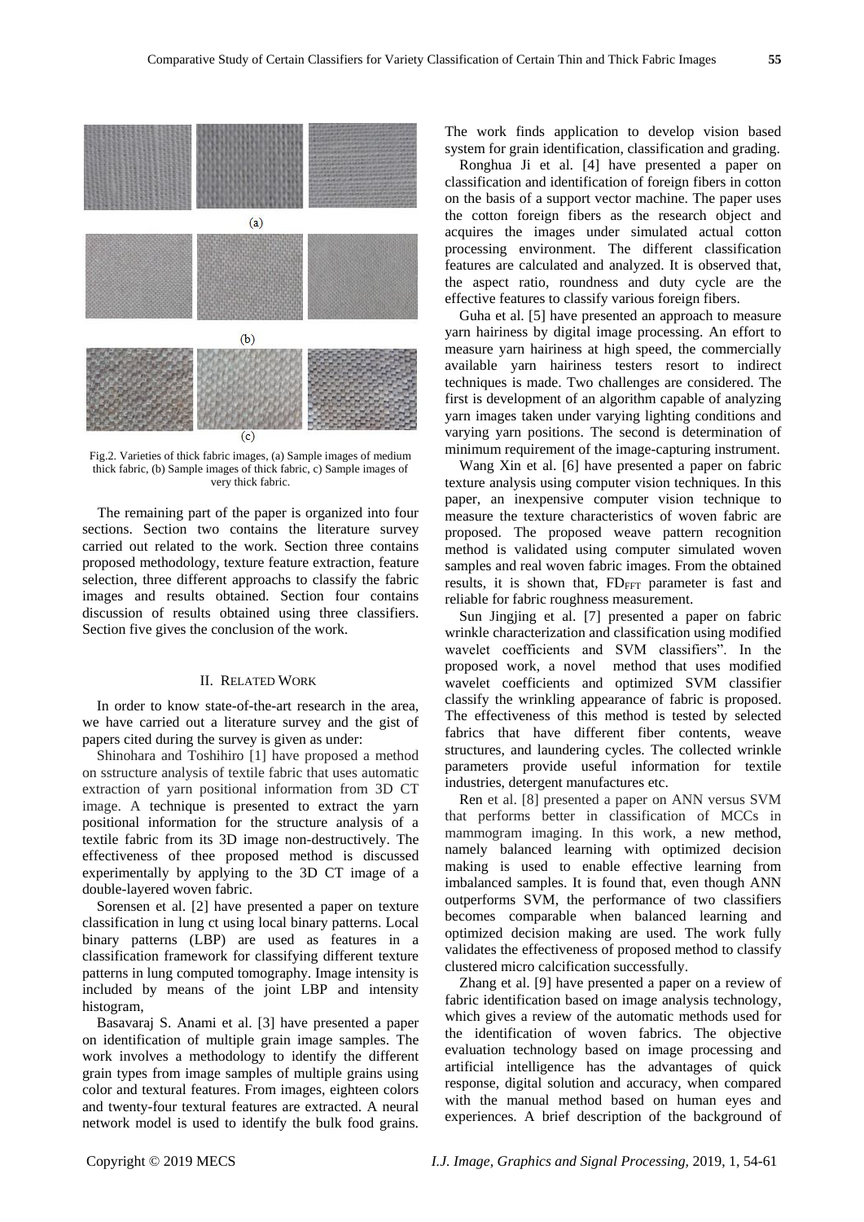(a)

(b)

(c)

Fig.2. Varieties of thick fabric images, (a) Sample images of medium thick fabric, (b) Sample images of thick fabric, c) Sample images of very thick fabric.

The remaining part of the paper is organized into four sections. Section two contains the literature survey carried out related to the work. Section three contains proposed methodology, texture feature extraction, feature selection, three different approachs to classify the fabric images and results obtained. Section four contains discussion of results obtained using three classifiers. Section five gives the conclusion of the work.

## II. Related Work

In order to know state-of-the-art research in the area, we have carried out a literature survey and the gist of papers cited during the survey is given as under:

Shinohara and Toshihiro [1] have proposed a method on sstructure analysis of textile fabric that uses automatic extraction of yarn positional information from 3D CT image. A technique is presented to extract the yarn positional information for the structure analysis of a textile fabric from its 3D image non-destructively. The effectiveness of thee proposed method is discussed experimentally by applying to the 3D CT image of a double-layered woven fabric.

Sorensen et al. [2] have presented a paper on texture classification in lung ct using local binary patterns. Local binary patterns (LBP) are used as features in a classification framework for classifying different texture patterns in lung computed tomography. Image intensity is included by means of the joint LBP and intensity histogram,

Basavaraj S. Anami et al. [3] have presented a paper on identification of multiple grain image samples. The work involves a methodology to identify the different grain types from image samples of multiple grains using color and textural features. From images, eighteen colors and twenty-four textural features are extracted. A neural network model is used to identify the bulk food grains. The work finds application to develop vision based system for grain identification, classification and grading.

Ronghua Ji et al. [4] have presented a paper on classification and identification of foreign fibers in cotton on the basis of a support vector machine. The paper uses the cotton foreign fibers as the research object and acquires the images under simulated actual cotton processing environment. The different classification features are calculated and analyzed. It is observed that, the aspect ratio, roundness and duty cycle are the effective features to classify various foreign fibers.

Guha et al. [5] have presented an approach to measure yarn hairiness by digital image processing. An effort to measure yarn hairiness at high speed, the commercially available yarn hairiness testers resort to indirect techniques is made. Two challenges are considered. The first is development of an algorithm capable of analyzing yarn images taken under varying lighting conditions and varying yarn positions. The second is determination of minimum requirement of the image-capturing instrument.

Wang Xin et al. [6] have presented a paper on fabric texture analysis using computer vision techniques. In this paper, an inexpensive computer vision technique to measure the texture characteristics of woven fabric are proposed. The proposed weave pattern recognition method is validated using computer simulated woven samples and real woven fabric images. From the obtained results, it is shown that, $FD_{FFT}$ parameter is fast and reliable for fabric roughness measurement.

Sun Jingjing et al. [7] presented a paper on fabric wrinkle characterization and classification using modified wavelet coefficients and SVM classifiers". In the proposed work, a novel method that uses modified wavelet coefficients and optimized SVM classifier classify the wrinkling appearance of fabric is proposed. The effectiveness of this method is tested by selected fabrics that have different fiber contents, weave structures, and laundering cycles. The collected wrinkle parameters provide useful information for textile industries, detergent manufactures etc.

Ren et al. [8] presented a paper on ANN versus SVM that performs better in classification of MCCs in mammogram imaging. In this work, a new method, namely balanced learning with optimized decision making is used to enable effective learning from imbalanced samples. It is found that, even though ANN outperforms SVM, the performance of two classifiers becomes comparable when balanced learning and optimized decision making are used. The work fully validates the effectiveness of proposed method to classify clustered micro calcification successfully.

Zhang et al. [9] have presented a paper on a review of fabric identification based on image analysis technology, which gives a review of the automatic methods used for the identification of woven fabrics. The objective evaluation technology based on image processing and artificial intelligence has the advantages of quick response, digital solution and accuracy, when compared with the manual method based on human eyes and experiences. A brief description of the background of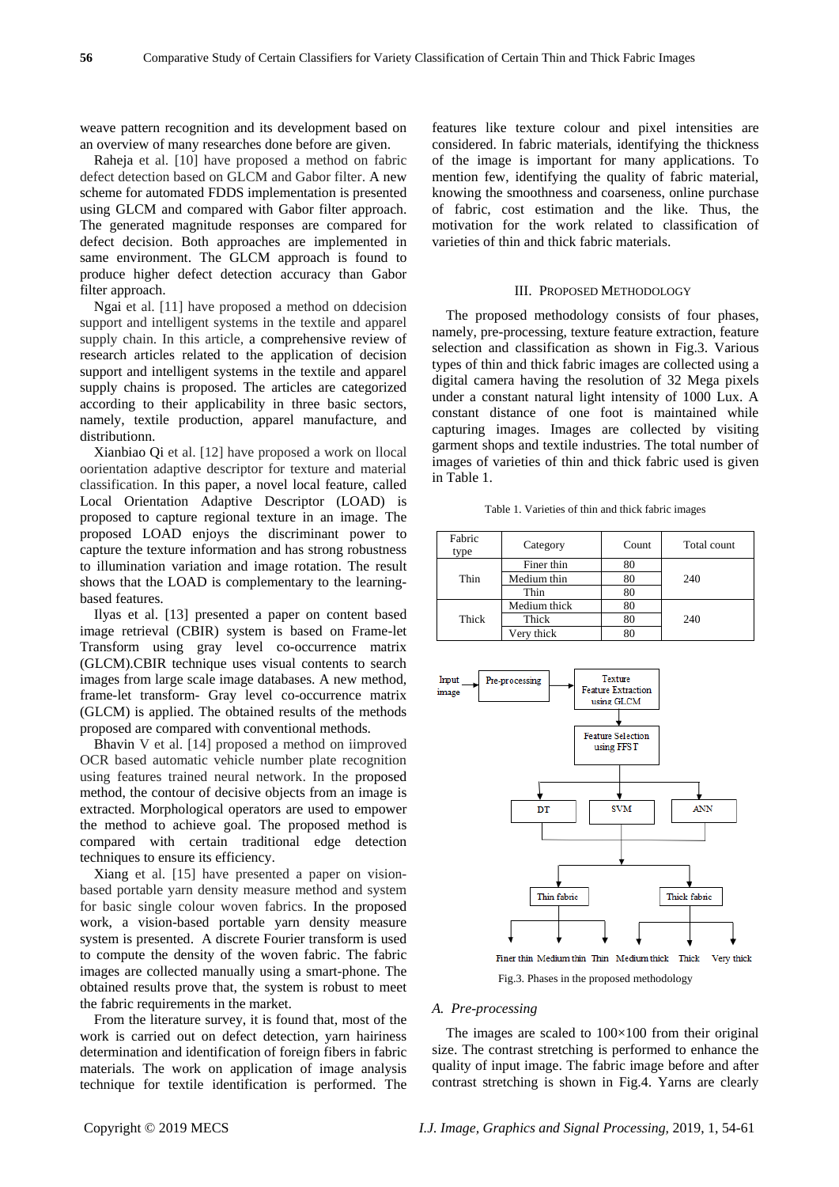weave pattern recognition and its development based on an overview of many researches done before are given.

Raheja et al. [10] have proposed a method on fabric defect detection based on GLCM and Gabor filter. A new scheme for automated FDDS implementation is presented using GLCM and compared with Gabor filter approach. The generated magnitude responses are compared for defect decision. Both approaches are implemented in same environment. The GLCM approach is found to produce higher defect detection accuracy than Gabor filter approach.

Ngai et al. [11] have proposed a method on ddecision support and intelligent systems in the textile and apparel supply chain. In this article, a comprehensive review of research articles related to the application of decision support and intelligent systems in the textile and apparel supply chains is proposed. The articles are categorized according to their applicability in three basic sectors, namely, textile production, apparel manufacture, and distributionn.

Xianbiao Qi et al. [12] have proposed a work on llocal oorientation adaptive descriptor for texture and material classification. In this paper, a novel local feature, called Local Orientation Adaptive Descriptor (LOAD) is proposed to capture regional texture in an image. The proposed LOAD enjoys the discriminant power to capture the texture information and has strong robustness to illumination variation and image rotation. The result shows that the LOAD is complementary to the learning-based features.

Ilyas et al. [13] presented a paper on content based image retrieval (CBIR) system is based on Frame-let Transform using gray level co-occurrence matrix (GLCM).CBIR technique uses visual contents to search images from large scale image databases. A new method, frame-let transform- Gray level co-occurrence matrix (GLCM) is applied. The obtained results of the methods proposed are compared with conventional methods.

Bhavin V et al. [14] proposed a method on iimproved OCR based automatic vehicle number plate recognition using features trained neural network. In the proposed method, the contour of decisive objects from an image is extracted. Morphological operators are used to empower the method to achieve goal. The proposed method is compared with certain traditional edge detection techniques to ensure its efficiency.

Xiang et al. [15] have presented a paper on vision-based portable yarn density measure method and system for basic single colour woven fabrics. In the proposed work, a vision-based portable yarn density measure system is presented. A discrete Fourier transform is used to compute the density of the woven fabric. The fabric images are collected manually using a smart-phone. The obtained results prove that, the system is robust to meet the fabric requirements in the market.

From the literature survey, it is found that, most of the work is carried out on defect detection, yarn hairiness determination and identification of foreign fibers in fabric materials. The work on application of image analysis technique for textile identification is performed. The features like texture colour and pixel intensities are considered. In fabric materials, identifying the thickness of the image is important for many applications. To mention few, identifying the quality of fabric material, knowing the smoothness and coarseness, online purchase of fabric, cost estimation and the like. Thus, the motivation for the work related to classification of varieties of thin and thick fabric materials.

## III. Proposed Methodology

The proposed methodology consists of four phases, namely, pre-processing, texture feature extraction, feature selection and classification as shown in Fig.3. Various types of thin and thick fabric images are collected using a digital camera having the resolution of 32 Mega pixels under a constant natural light intensity of 1000 Lux. A constant distance of one foot is maintained while capturing images. Images are collected by visiting garment shops and textile industries. The total number of images of varieties of thin and thick fabric used is given in Table 1.

Table 1. Varieties of thin and thick fabric images

| Fabric type | Category | Count | Total count |
|---|---|---|---|
| Thin | Finer thin | 80 | 240 |
| | Medium thin | 80 | |
| | Thin | 80 | |
| Thick | Medium thick | 80 | 240 |
| | Thick | 80 | |
| | Very thick | 80 | |

Input image → Pre-processing → Texture Feature Extraction using GLCM → Feature Selection using FFST → DT / SVM / ANN → Thin fabric (Finer thin, Medium thin, Thin) / Thick fabric (Medium thick, Thick, Very thick)

Fig.3. Phases in the proposed methodology

### A. Pre-processing

The images are scaled to 100×100 from their original size. The contrast stretching is performed to enhance the quality of input image. The fabric image before and after contrast stretching is shown in Fig.4. Yarns are clearly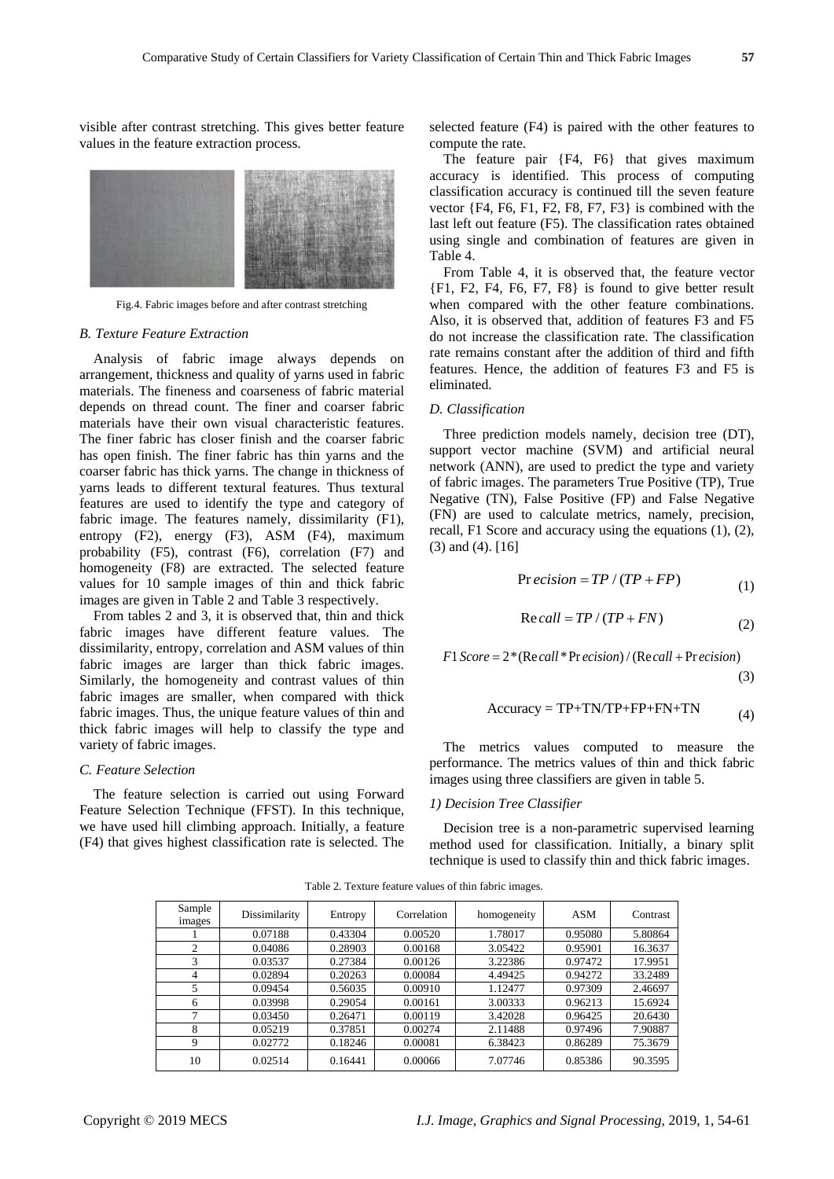visible after contrast stretching. This gives better feature values in the feature extraction process.

Fig.4. Fabric images before and after contrast stretching

### B. Texture Feature Extraction

Analysis of fabric image always depends on arrangement, thickness and quality of yarns used in fabric materials. The fineness and coarseness of fabric material depends on thread count. The finer and coarser fabric materials have their own visual characteristic features. The finer fabric has closer finish and the coarser fabric has open finish. The finer fabric has thin yarns and the coarser fabric has thick yarns. The change in thickness of yarns leads to different textural features. Thus textural features are used to identify the type and category of fabric image. The features namely, dissimilarity (F1), entropy (F2), energy (F3), ASM (F4), maximum probability (F5), contrast (F6), correlation (F7) and homogeneity (F8) are extracted. The selected feature values for 10 sample images of thin and thick fabric images are given in Table 2 and Table 3 respectively.

From tables 2 and 3, it is observed that, thin and thick fabric images have different feature values. The dissimilarity, entropy, correlation and ASM values of thin fabric images are larger than thick fabric images. Similarly, the homogeneity and contrast values of thin fabric images are smaller, when compared with thick fabric images. Thus, the unique feature values of thin and thick fabric images will help to classify the type and variety of fabric images.

### C. Feature Selection

The feature selection is carried out using Forward Feature Selection Technique (FFST). In this technique, we have used hill climbing approach. Initially, a feature (F4) that gives highest classification rate is selected. The selected feature (F4) is paired with the other features to compute the rate.

The feature pair {F4, F6} that gives maximum accuracy is identified. This process of computing classification accuracy is continued till the seven feature vector {F4, F6, F1, F2, F8, F7, F3} is combined with the last left out feature (F5). The classification rates obtained using single and combination of features are given in Table 4.

From Table 4, it is observed that, the feature vector {F1, F2, F4, F6, F7, F8} is found to give better result when compared with the other feature combinations. Also, it is observed that, addition of features F3 and F5 do not increase the classification rate. The classification rate remains constant after the addition of third and fifth features. Hence, the addition of features F3 and F5 is eliminated.

### D. Classification

Three prediction models namely, decision tree (DT), support vector machine (SVM) and artificial neural network (ANN), are used to predict the type and variety of fabric images. The parameters True Positive (TP), True Negative (TN), False Positive (FP) and False Negative (FN) are used to calculate metrics, namely, precision, recall, F1 Score and accuracy using the equations (1), (2), (3) and (4). [16]

$$Precision = TP / (TP + FP) \quad (1)$$

$$Recall = TP / (TP + FN) \quad (2)$$

$$F1\,Score = 2 * (Recall * Precision) / (Recall + Precision) \quad (3)$$

$$\text{Accuracy} = \text{TP+TN/TP+FP+FN+TN} \quad (4)$$

The metrics values computed to measure the performance. The metrics values of thin and thick fabric images using three classifiers are given in table 5.

#### 1) Decision Tree Classifier

Decision tree is a non-parametric supervised learning method used for classification. Initially, a binary split technique is used to classify thin and thick fabric images.

Table 2. Texture feature values of thin fabric images.

| Sample images | Dissimilarity | Entropy | Correlation | homogeneity | ASM | Contrast |
|---|---|---|---|---|---|---|
| 1 | 0.07188 | 0.43304 | 0.00520 | 1.78017 | 0.95080 | 5.80864 |
| 2 | 0.04086 | 0.28903 | 0.00168 | 3.05422 | 0.95901 | 16.3637 |
| 3 | 0.03537 | 0.27384 | 0.00126 | 3.22386 | 0.97472 | 17.9951 |
| 4 | 0.02894 | 0.20263 | 0.00084 | 4.49425 | 0.94272 | 33.2489 |
| 5 | 0.09454 | 0.56035 | 0.00910 | 1.12477 | 0.97309 | 2.46697 |
| 6 | 0.03998 | 0.29054 | 0.00161 | 3.00333 | 0.96213 | 15.6924 |
| 7 | 0.03450 | 0.26471 | 0.00119 | 3.42028 | 0.96425 | 20.6430 |
| 8 | 0.05219 | 0.37851 | 0.00274 | 2.11488 | 0.97496 | 7.90887 |
| 9 | 0.02772 | 0.18246 | 0.00081 | 6.38423 | 0.86289 | 75.3679 |
| 10 | 0.02514 | 0.16441 | 0.00066 | 7.07746 | 0.85386 | 90.3595 |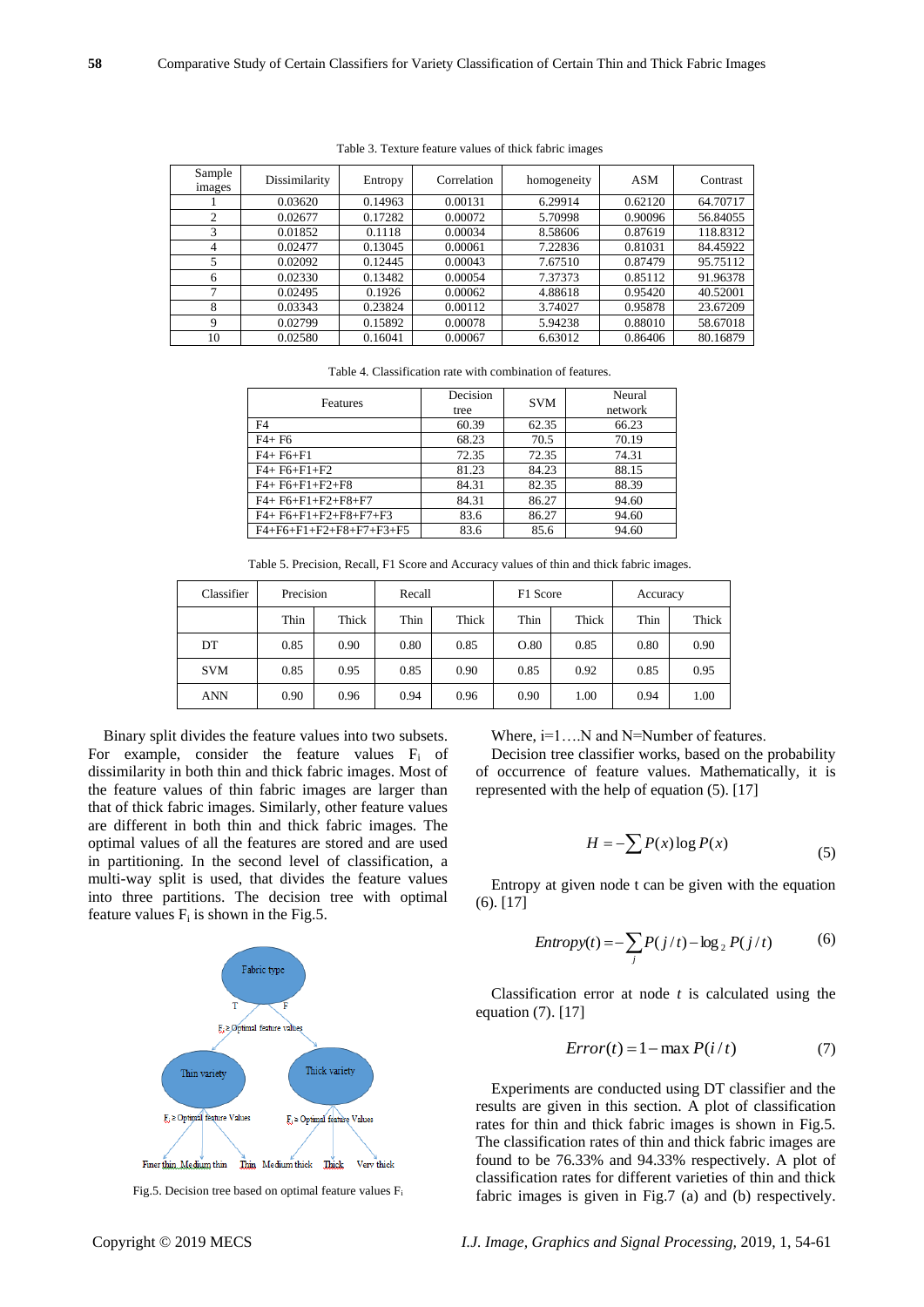Table 3. Texture feature values of thick fabric images

| Sample images | Dissimilarity | Entropy | Correlation | homogeneity | ASM | Contrast |
|---|---|---|---|---|---|---|
| 1 | 0.03620 | 0.14963 | 0.00131 | 6.29914 | 0.62120 | 64.70717 |
| 2 | 0.02677 | 0.17282 | 0.00072 | 5.70998 | 0.90096 | 56.84055 |
| 3 | 0.01852 | 0.1118 | 0.00034 | 8.58606 | 0.87619 | 118.8312 |
| 4 | 0.02477 | 0.13045 | 0.00061 | 7.22836 | 0.81031 | 84.45922 |
| 5 | 0.02092 | 0.12445 | 0.00043 | 7.67510 | 0.87479 | 95.75112 |
| 6 | 0.02330 | 0.13482 | 0.00054 | 7.37373 | 0.85112 | 91.96378 |
| 7 | 0.02495 | 0.1926 | 0.00062 | 4.88618 | 0.95420 | 40.52001 |
| 8 | 0.03343 | 0.23824 | 0.00112 | 3.74027 | 0.95878 | 23.67209 |
| 9 | 0.02799 | 0.15892 | 0.00078 | 5.94238 | 0.88010 | 58.67018 |
| 10 | 0.02580 | 0.16041 | 0.00067 | 6.63012 | 0.86406 | 80.16879 |

Table 4. Classification rate with combination of features.

| Features | Decision tree | SVM | Neural network |
|---|---|---|---|
| F4 | 60.39 | 62.35 | 66.23 |
| F4+ F6 | 68.23 | 70.5 | 70.19 |
| F4+ F6+F1 | 72.35 | 72.35 | 74.31 |
| F4+ F6+F1+F2 | 81.23 | 84.23 | 88.15 |
| F4+ F6+F1+F2+F8 | 84.31 | 82.35 | 88.39 |
| F4+ F6+F1+F2+F8+F7 | 84.31 | 86.27 | 94.60 |
| F4+ F6+F1+F2+F8+F7+F3 | 83.6 | 86.27 | 94.60 |
| F4+F6+F1+F2+F8+F7+F3+F5 | 83.6 | 85.6 | 94.60 |

Table 5. Precision, Recall, F1 Score and Accuracy values of thin and thick fabric images.

| Classifier | Precision | | Recall | | F1 Score | | Accuracy | |
|---|---|---|---|---|---|---|---|---|
| | Thin | Thick | Thin | Thick | Thin | Thick | Thin | Thick |
| DT | 0.85 | 0.90 | 0.80 | 0.85 | O.80 | 0.85 | 0.80 | 0.90 |
| SVM | 0.85 | 0.95 | 0.85 | 0.90 | 0.85 | 0.92 | 0.85 | 0.95 |
| ANN | 0.90 | 0.96 | 0.94 | 0.96 | 0.90 | 1.00 | 0.94 | 1.00 |

Binary split divides the feature values into two subsets. For example, consider the feature values $F_i$ of dissimilarity in both thin and thick fabric images. Most of the feature values of thin fabric images are larger than that of thick fabric images. Similarly, other feature values are different in both thin and thick fabric images. The optimal values of all the features are stored and are used in partitioning. In the second level of classification, a multi-way split is used, that divides the feature values into three partitions. The decision tree with optimal feature values $F_i$ is shown in the Fig.5.

Fig.5. Decision tree based on optimal feature values $F_i$

Where, i=1….N and N=Number of features.

Decision tree classifier works, based on the probability of occurrence of feature values. Mathematically, it is represented with the help of equation (5). [17]

$$H = -\sum P(x)\log P(x) \tag{5}$$

Entropy at given node t can be given with the equation (6). [17]

$$Entropy(t) = -\sum_{j} P(j/t) - \log_2 P(j/t) \tag{6}$$

Classification error at node *t* is calculated using the equation (7). [17]

$$Error(t) = 1 - \max P(i/t) \tag{7}$$

Experiments are conducted using DT classifier and the results are given in this section. A plot of classification rates for thin and thick fabric images is shown in Fig.5. The classification rates of thin and thick fabric images are found to be 76.33% and 94.33% respectively. A plot of classification rates for different varieties of thin and thick fabric images is given in Fig.7 (a) and (b) respectively.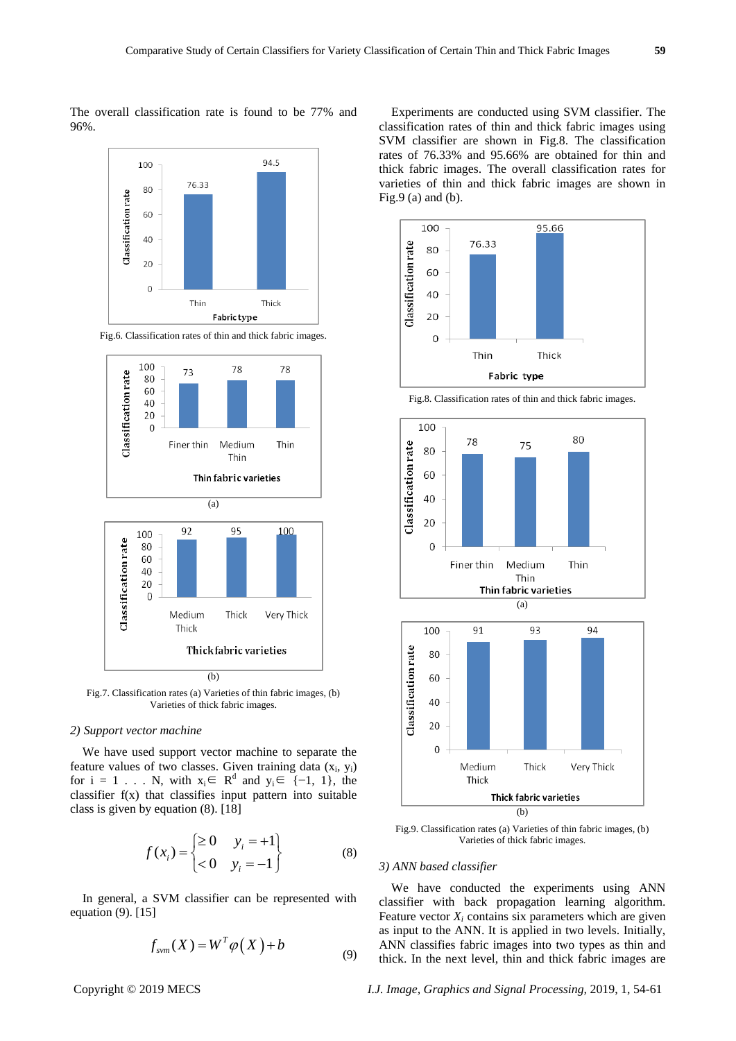The overall classification rate is found to be 77% and 96%.

Fig.6. Classification rates of thin and thick fabric images.

(a)

(b)

Fig.7. Classification rates (a) Varieties of thin fabric images, (b) Varieties of thick fabric images.

*2) Support vector machine*

We have used support vector machine to separate the feature values of two classes. Given training data ($x_i$, $y_i$) for i = 1 . . . N, with $x_i \in R^d$ and $y_i \in \{-1, 1\}$, the classifier f(x) that classifies input pattern into suitable class is given by equation (8). [18]

$$f(x_i) = \begin{cases} \geq 0 & y_i = +1 \\ < 0 & y_i = -1 \end{cases} \quad (8)$$

In general, a SVM classifier can be represented with equation (9). [15]

$$f_{svm}(X) = W^T \varphi(X) + b \quad (9)$$

Experiments are conducted using SVM classifier. The classification rates of thin and thick fabric images using SVM classifier are shown in Fig.8. The classification rates of 76.33% and 95.66% are obtained for thin and thick fabric images. The overall classification rates for varieties of thin and thick fabric images are shown in Fig.9 (a) and (b).

Fig.8. Classification rates of thin and thick fabric images.

(a)

(b)

Fig.9. Classification rates (a) Varieties of thin fabric images, (b) Varieties of thick fabric images.

*3) ANN based classifier*

We have conducted the experiments using ANN classifier with back propagation learning algorithm. Feature vector $X_i$ contains six parameters which are given as input to the ANN. It is applied in two levels. Initially, ANN classifies fabric images into two types as thin and thick. In the next level, thin and thick fabric images are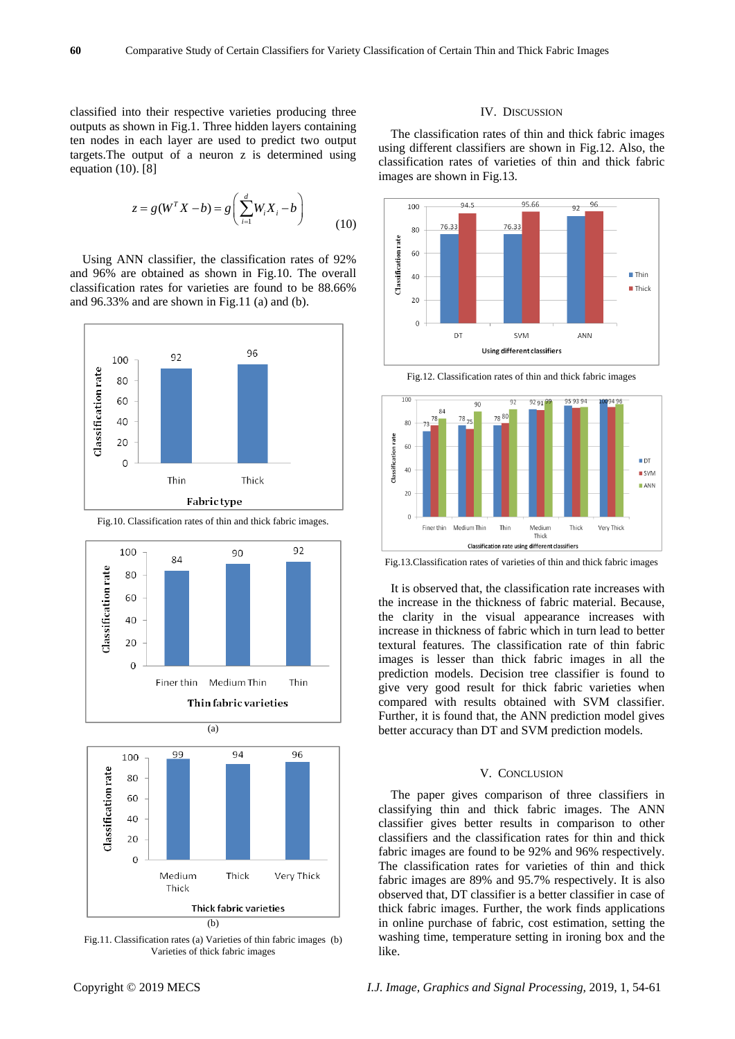classified into their respective varieties producing three outputs as shown in Fig.1. Three hidden layers containing ten nodes in each layer are used to predict two output targets.The output of a neuron z is determined using equation (10). [8]

$$z = g(W^T X - b) = g\left(\sum_{i=1}^{d} W_i X_i - b\right) \quad (10)$$

Using ANN classifier, the classification rates of 92% and 96% are obtained as shown in Fig.10. The overall classification rates for varieties are found to be 88.66% and 96.33% and are shown in Fig.11 (a) and (b).

Fig.10. Classification rates of thin and thick fabric images.

(a)

(b)

Fig.11. Classification rates (a) Varieties of thin fabric images (b) Varieties of thick fabric images

## IV. Discussion

The classification rates of thin and thick fabric images using different classifiers are shown in Fig.12. Also, the classification rates of varieties of thin and thick fabric images are shown in Fig.13.

Fig.12. Classification rates of thin and thick fabric images

Fig.13.Classification rates of varieties of thin and thick fabric images

It is observed that, the classification rate increases with the increase in the thickness of fabric material. Because, the clarity in the visual appearance increases with increase in thickness of fabric which in turn lead to better textural features. The classification rate of thin fabric images is lesser than thick fabric images in all the prediction models. Decision tree classifier is found to give very good result for thick fabric varieties when compared with results obtained with SVM classifier. Further, it is found that, the ANN prediction model gives better accuracy than DT and SVM prediction models.

## V. Conclusion

The paper gives comparison of three classifiers in classifying thin and thick fabric images. The ANN classifier gives better results in comparison to other classifiers and the classification rates for thin and thick fabric images are found to be 92% and 96% respectively. The classification rates for varieties of thin and thick fabric images are 89% and 95.7% respectively. It is also observed that, DT classifier is a better classifier in case of thick fabric images. Further, the work finds applications in online purchase of fabric, cost estimation, setting the washing time, temperature setting in ironing box and the like.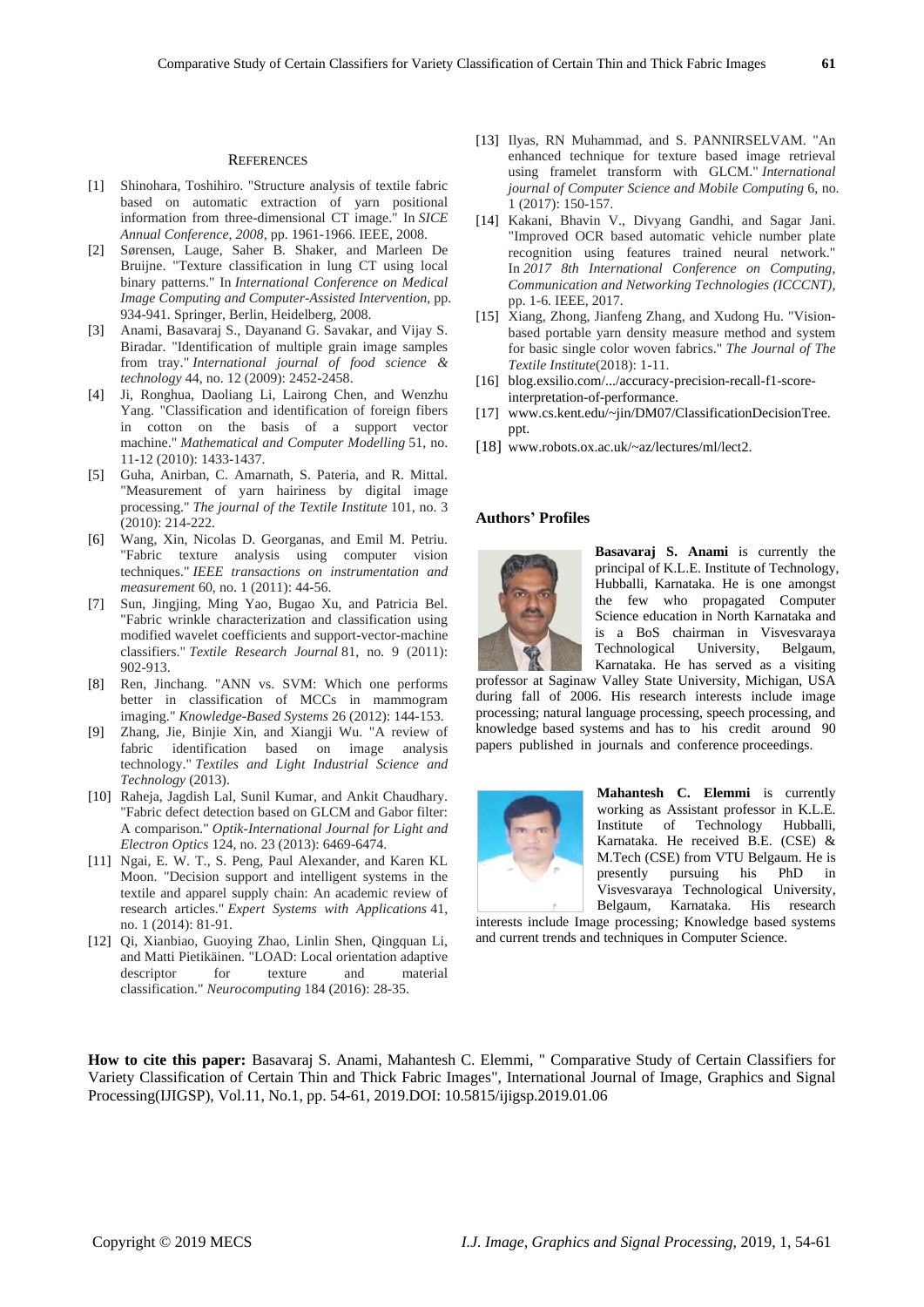## References

[1] Shinohara, Toshihiro. "Structure analysis of textile fabric based on automatic extraction of yarn positional information from three-dimensional CT image." In *SICE Annual Conference, 2008*, pp. 1961-1966. IEEE, 2008.

[2] Sørensen, Lauge, Saher B. Shaker, and Marleen De Bruijne. "Texture classification in lung CT using local binary patterns." In *International Conference on Medical Image Computing and Computer-Assisted Intervention*, pp. 934-941. Springer, Berlin, Heidelberg, 2008.

[3] Anami, Basavaraj S., Dayanand G. Savakar, and Vijay S. Biradar. "Identification of multiple grain image samples from tray." *International journal of food science & technology* 44, no. 12 (2009): 2452-2458.

[4] Ji, Ronghua, Daoliang Li, Lairong Chen, and Wenzhu Yang. "Classification and identification of foreign fibers in cotton on the basis of a support vector machine." *Mathematical and Computer Modelling* 51, no. 11-12 (2010): 1433-1437.

[5] Guha, Anirban, C. Amarnath, S. Pateria, and R. Mittal. "Measurement of yarn hairiness by digital image processing." *The journal of the Textile Institute* 101, no. 3 (2010): 214-222.

[6] Wang, Xin, Nicolas D. Georganas, and Emil M. Petriu. "Fabric texture analysis using computer vision techniques." *IEEE transactions on instrumentation and measurement* 60, no. 1 (2011): 44-56.

[7] Sun, Jingjing, Ming Yao, Bugao Xu, and Patricia Bel. "Fabric wrinkle characterization and classification using modified wavelet coefficients and support-vector-machine classifiers." *Textile Research Journal* 81, no. 9 (2011): 902-913.

[8] Ren, Jinchang. "ANN vs. SVM: Which one performs better in classification of MCCs in mammogram imaging." *Knowledge-Based Systems* 26 (2012): 144-153.

[9] Zhang, Jie, Binjie Xin, and Xiangji Wu. "A review of fabric identification based on image analysis technology." *Textiles and Light Industrial Science and Technology* (2013).

[10] Raheja, Jagdish Lal, Sunil Kumar, and Ankit Chaudhary. "Fabric defect detection based on GLCM and Gabor filter: A comparison." *Optik-International Journal for Light and Electron Optics* 124, no. 23 (2013): 6469-6474.

[11] Ngai, E. W. T., S. Peng, Paul Alexander, and Karen KL Moon. "Decision support and intelligent systems in the textile and apparel supply chain: An academic review of research articles." *Expert Systems with Applications* 41, no. 1 (2014): 81-91.

[12] Qi, Xianbiao, Guoying Zhao, Linlin Shen, Qingquan Li, and Matti Pietikäinen. "LOAD: Local orientation adaptive descriptor for texture and material classification." *Neurocomputing* 184 (2016): 28-35.

[13] Ilyas, RN Muhammad, and S. PANNIRSELVAM. "An enhanced technique for texture based image retrieval using framelet transform with GLCM." *International journal of Computer Science and Mobile Computing* 6, no. 1 (2017): 150-157.

[14] Kakani, Bhavin V., Divyang Gandhi, and Sagar Jani. "Improved OCR based automatic vehicle number plate recognition using features trained neural network." In *2017 8th International Conference on Computing, Communication and Networking Technologies (ICCCNT)*, pp. 1-6. IEEE, 2017.

[15] Xiang, Zhong, Jianfeng Zhang, and Xudong Hu. "Vision-based portable yarn density measure method and system for basic single color woven fabrics." *The Journal of The Textile Institute*(2018): 1-11.

[16] blog.exsilio.com/.../accuracy-precision-recall-f1-score-interpretation-of-performance.

[17] www.cs.kent.edu/~jin/DM07/ClassificationDecisionTree.ppt.

[18] www.robots.ox.ac.uk/~az/lectures/ml/lect2.

## Authors' Profiles

**Basavaraj S. Anami** is currently the principal of K.L.E. Institute of Technology, Hubballi, Karnataka. He is one amongst the few who propagated Computer Science education in North Karnataka and is a BoS chairman in Visvesvaraya Technological University, Belgaum, Karnataka. He has served as a visiting professor at Saginaw Valley State University, Michigan, USA during fall of 2006. His research interests include image processing; natural language processing, speech processing, and knowledge based systems and has to his credit around 90 papers published in journals and conference proceedings.

**Mahantesh C. Elemmi** is currently working as Assistant professor in K.L.E. Institute of Technology Hubballi, Karnataka. He received B.E. (CSE) & M.Tech (CSE) from VTU Belgaum. He is presently pursuing his PhD in Visvesvaraya Technological University, Belgaum, Karnataka. His research interests include Image processing; Knowledge based systems and current trends and techniques in Computer Science.

**How to cite this paper:** Basavaraj S. Anami, Mahantesh C. Elemmi, " Comparative Study of Certain Classifiers for Variety Classification of Certain Thin and Thick Fabric Images", International Journal of Image, Graphics and Signal Processing(IJIGSP), Vol.11, No.1, pp. 54-61, 2019.DOI: 10.5815/ijigsp.2019.01.06